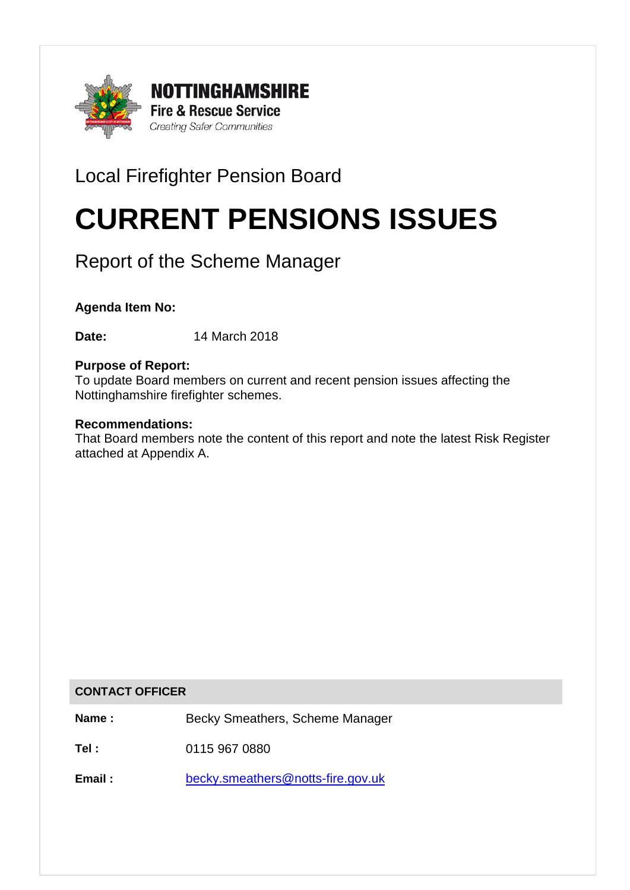**NOTTINGHAMSHIRE**
**Fire & Rescue Service**
*Creating Safer Communities*

Local Firefighter Pension Board

# CURRENT PENSIONS ISSUES

Report of the Scheme Manager

**Agenda Item No:**

**Date:** 14 March 2018

**Purpose of Report:**
To update Board members on current and recent pension issues affecting the Nottinghamshire firefighter schemes.

**Recommendations:**
That Board members note the content of this report and note the latest Risk Register attached at Appendix A.

| CONTACT OFFICER | |
|---|---|
| **Name :** | Becky Smeathers, Scheme Manager |
| **Tel :** | 0115 967 0880 |
| **Email :** | becky.smeathers@notts-fire.gov.uk |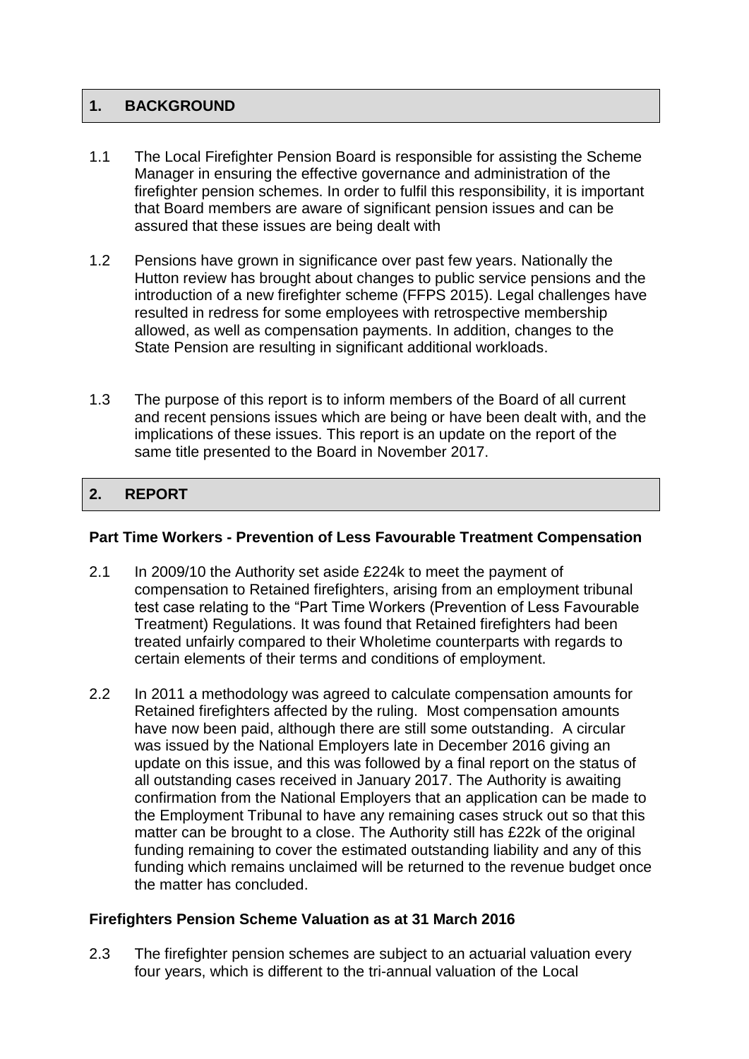## 1. BACKGROUND

1.1 The Local Firefighter Pension Board is responsible for assisting the Scheme Manager in ensuring the effective governance and administration of the firefighter pension schemes. In order to fulfil this responsibility, it is important that Board members are aware of significant pension issues and can be assured that these issues are being dealt with

1.2 Pensions have grown in significance over past few years. Nationally the Hutton review has brought about changes to public service pensions and the introduction of a new firefighter scheme (FFPS 2015). Legal challenges have resulted in redress for some employees with retrospective membership allowed, as well as compensation payments. In addition, changes to the State Pension are resulting in significant additional workloads.

1.3 The purpose of this report is to inform members of the Board of all current and recent pensions issues which are being or have been dealt with, and the implications of these issues. This report is an update on the report of the same title presented to the Board in November 2017.

## 2. REPORT

**Part Time Workers - Prevention of Less Favourable Treatment Compensation**

2.1 In 2009/10 the Authority set aside £224k to meet the payment of compensation to Retained firefighters, arising from an employment tribunal test case relating to the "Part Time Workers (Prevention of Less Favourable Treatment) Regulations. It was found that Retained firefighters had been treated unfairly compared to their Wholetime counterparts with regards to certain elements of their terms and conditions of employment.

2.2 In 2011 a methodology was agreed to calculate compensation amounts for Retained firefighters affected by the ruling. Most compensation amounts have now been paid, although there are still some outstanding. A circular was issued by the National Employers late in December 2016 giving an update on this issue, and this was followed by a final report on the status of all outstanding cases received in January 2017. The Authority is awaiting confirmation from the National Employers that an application can be made to the Employment Tribunal to have any remaining cases struck out so that this matter can be brought to a close. The Authority still has £22k of the original funding remaining to cover the estimated outstanding liability and any of this funding which remains unclaimed will be returned to the revenue budget once the matter has concluded.

**Firefighters Pension Scheme Valuation as at 31 March 2016**

2.3 The firefighter pension schemes are subject to an actuarial valuation every four years, which is different to the tri-annual valuation of the Local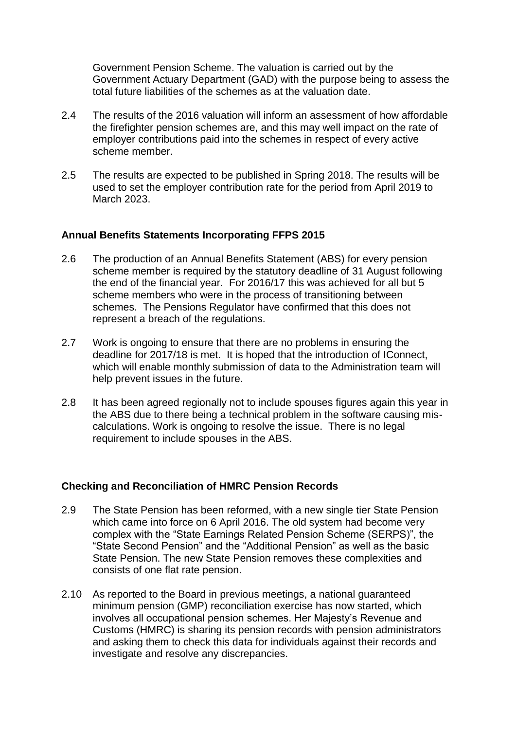Government Pension Scheme. The valuation is carried out by the Government Actuary Department (GAD) with the purpose being to assess the total future liabilities of the schemes as at the valuation date.

2.4 The results of the 2016 valuation will inform an assessment of how affordable the firefighter pension schemes are, and this may well impact on the rate of employer contributions paid into the schemes in respect of every active scheme member.

2.5 The results are expected to be published in Spring 2018. The results will be used to set the employer contribution rate for the period from April 2019 to March 2023.

**Annual Benefits Statements Incorporating FFPS 2015**

2.6 The production of an Annual Benefits Statement (ABS) for every pension scheme member is required by the statutory deadline of 31 August following the end of the financial year. For 2016/17 this was achieved for all but 5 scheme members who were in the process of transitioning between schemes. The Pensions Regulator have confirmed that this does not represent a breach of the regulations.

2.7 Work is ongoing to ensure that there are no problems in ensuring the deadline for 2017/18 is met. It is hoped that the introduction of IConnect, which will enable monthly submission of data to the Administration team will help prevent issues in the future.

2.8 It has been agreed regionally not to include spouses figures again this year in the ABS due to there being a technical problem in the software causing mis-calculations. Work is ongoing to resolve the issue. There is no legal requirement to include spouses in the ABS.

**Checking and Reconciliation of HMRC Pension Records**

2.9 The State Pension has been reformed, with a new single tier State Pension which came into force on 6 April 2016. The old system had become very complex with the "State Earnings Related Pension Scheme (SERPS)", the "State Second Pension" and the "Additional Pension" as well as the basic State Pension. The new State Pension removes these complexities and consists of one flat rate pension.

2.10 As reported to the Board in previous meetings, a national guaranteed minimum pension (GMP) reconciliation exercise has now started, which involves all occupational pension schemes. Her Majesty's Revenue and Customs (HMRC) is sharing its pension records with pension administrators and asking them to check this data for individuals against their records and investigate and resolve any discrepancies.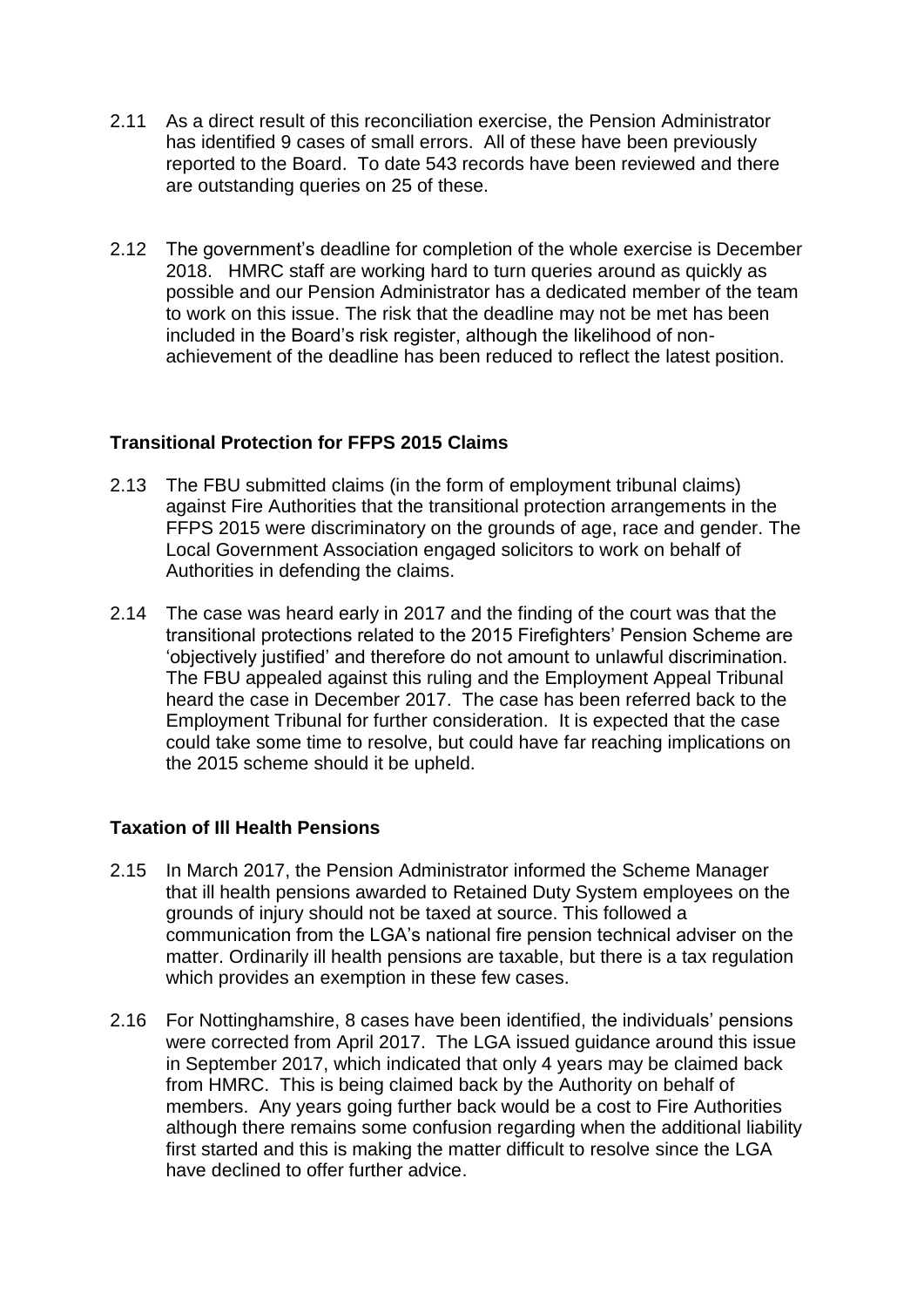2.11 As a direct result of this reconciliation exercise, the Pension Administrator has identified 9 cases of small errors. All of these have been previously reported to the Board. To date 543 records have been reviewed and there are outstanding queries on 25 of these.

2.12 The government's deadline for completion of the whole exercise is December 2018. HMRC staff are working hard to turn queries around as quickly as possible and our Pension Administrator has a dedicated member of the team to work on this issue. The risk that the deadline may not be met has been included in the Board's risk register, although the likelihood of non-achievement of the deadline has been reduced to reflect the latest position.

**Transitional Protection for FFPS 2015 Claims**

2.13 The FBU submitted claims (in the form of employment tribunal claims) against Fire Authorities that the transitional protection arrangements in the FFPS 2015 were discriminatory on the grounds of age, race and gender. The Local Government Association engaged solicitors to work on behalf of Authorities in defending the claims.

2.14 The case was heard early in 2017 and the finding of the court was that the transitional protections related to the 2015 Firefighters' Pension Scheme are 'objectively justified' and therefore do not amount to unlawful discrimination. The FBU appealed against this ruling and the Employment Appeal Tribunal heard the case in December 2017. The case has been referred back to the Employment Tribunal for further consideration. It is expected that the case could take some time to resolve, but could have far reaching implications on the 2015 scheme should it be upheld.

**Taxation of Ill Health Pensions**

2.15 In March 2017, the Pension Administrator informed the Scheme Manager that ill health pensions awarded to Retained Duty System employees on the grounds of injury should not be taxed at source. This followed a communication from the LGA's national fire pension technical adviser on the matter. Ordinarily ill health pensions are taxable, but there is a tax regulation which provides an exemption in these few cases.

2.16 For Nottinghamshire, 8 cases have been identified, the individuals' pensions were corrected from April 2017. The LGA issued guidance around this issue in September 2017, which indicated that only 4 years may be claimed back from HMRC. This is being claimed back by the Authority on behalf of members. Any years going further back would be a cost to Fire Authorities although there remains some confusion regarding when the additional liability first started and this is making the matter difficult to resolve since the LGA have declined to offer further advice.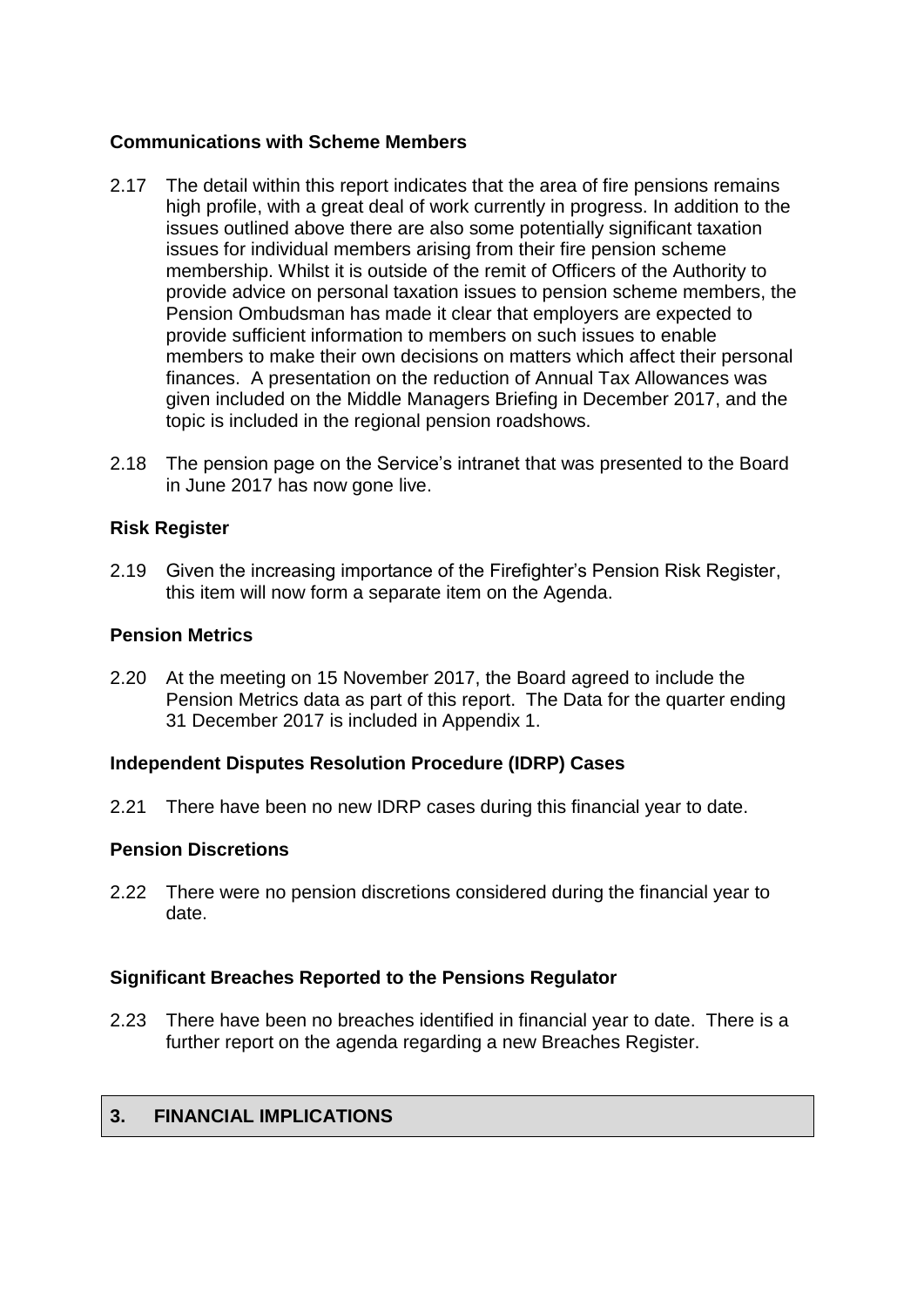**Communications with Scheme Members**

2.17 The detail within this report indicates that the area of fire pensions remains high profile, with a great deal of work currently in progress. In addition to the issues outlined above there are also some potentially significant taxation issues for individual members arising from their fire pension scheme membership. Whilst it is outside of the remit of Officers of the Authority to provide advice on personal taxation issues to pension scheme members, the Pension Ombudsman has made it clear that employers are expected to provide sufficient information to members on such issues to enable members to make their own decisions on matters which affect their personal finances. A presentation on the reduction of Annual Tax Allowances was given included on the Middle Managers Briefing in December 2017, and the topic is included in the regional pension roadshows.

2.18 The pension page on the Service's intranet that was presented to the Board in June 2017 has now gone live.

**Risk Register**

2.19 Given the increasing importance of the Firefighter's Pension Risk Register, this item will now form a separate item on the Agenda.

**Pension Metrics**

2.20 At the meeting on 15 November 2017, the Board agreed to include the Pension Metrics data as part of this report. The Data for the quarter ending 31 December 2017 is included in Appendix 1.

**Independent Disputes Resolution Procedure (IDRP) Cases**

2.21 There have been no new IDRP cases during this financial year to date.

**Pension Discretions**

2.22 There were no pension discretions considered during the financial year to date.

**Significant Breaches Reported to the Pensions Regulator**

2.23 There have been no breaches identified in financial year to date. There is a further report on the agenda regarding a new Breaches Register.

## 3. FINANCIAL IMPLICATIONS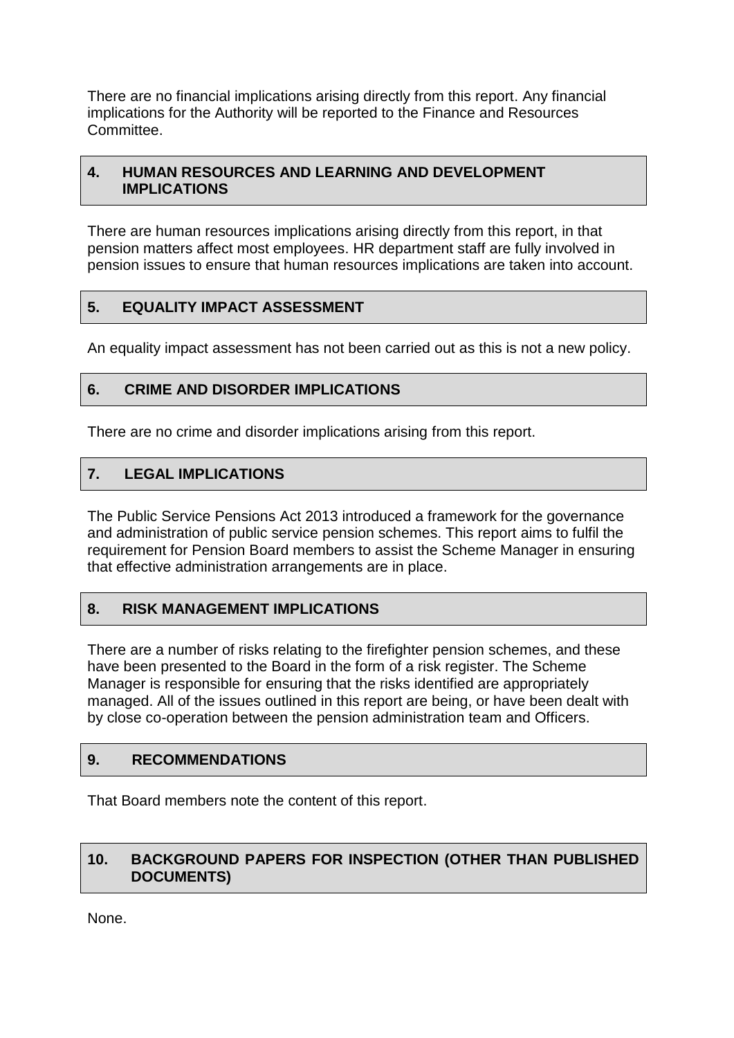There are no financial implications arising directly from this report. Any financial implications for the Authority will be reported to the Finance and Resources Committee.

## 4. HUMAN RESOURCES AND LEARNING AND DEVELOPMENT IMPLICATIONS

There are human resources implications arising directly from this report, in that pension matters affect most employees. HR department staff are fully involved in pension issues to ensure that human resources implications are taken into account.

## 5. EQUALITY IMPACT ASSESSMENT

An equality impact assessment has not been carried out as this is not a new policy.

## 6. CRIME AND DISORDER IMPLICATIONS

There are no crime and disorder implications arising from this report.

## 7. LEGAL IMPLICATIONS

The Public Service Pensions Act 2013 introduced a framework for the governance and administration of public service pension schemes. This report aims to fulfil the requirement for Pension Board members to assist the Scheme Manager in ensuring that effective administration arrangements are in place.

## 8. RISK MANAGEMENT IMPLICATIONS

There are a number of risks relating to the firefighter pension schemes, and these have been presented to the Board in the form of a risk register. The Scheme Manager is responsible for ensuring that the risks identified are appropriately managed. All of the issues outlined in this report are being, or have been dealt with by close co-operation between the pension administration team and Officers.

## 9. RECOMMENDATIONS

That Board members note the content of this report.

## 10. BACKGROUND PAPERS FOR INSPECTION (OTHER THAN PUBLISHED DOCUMENTS)

None.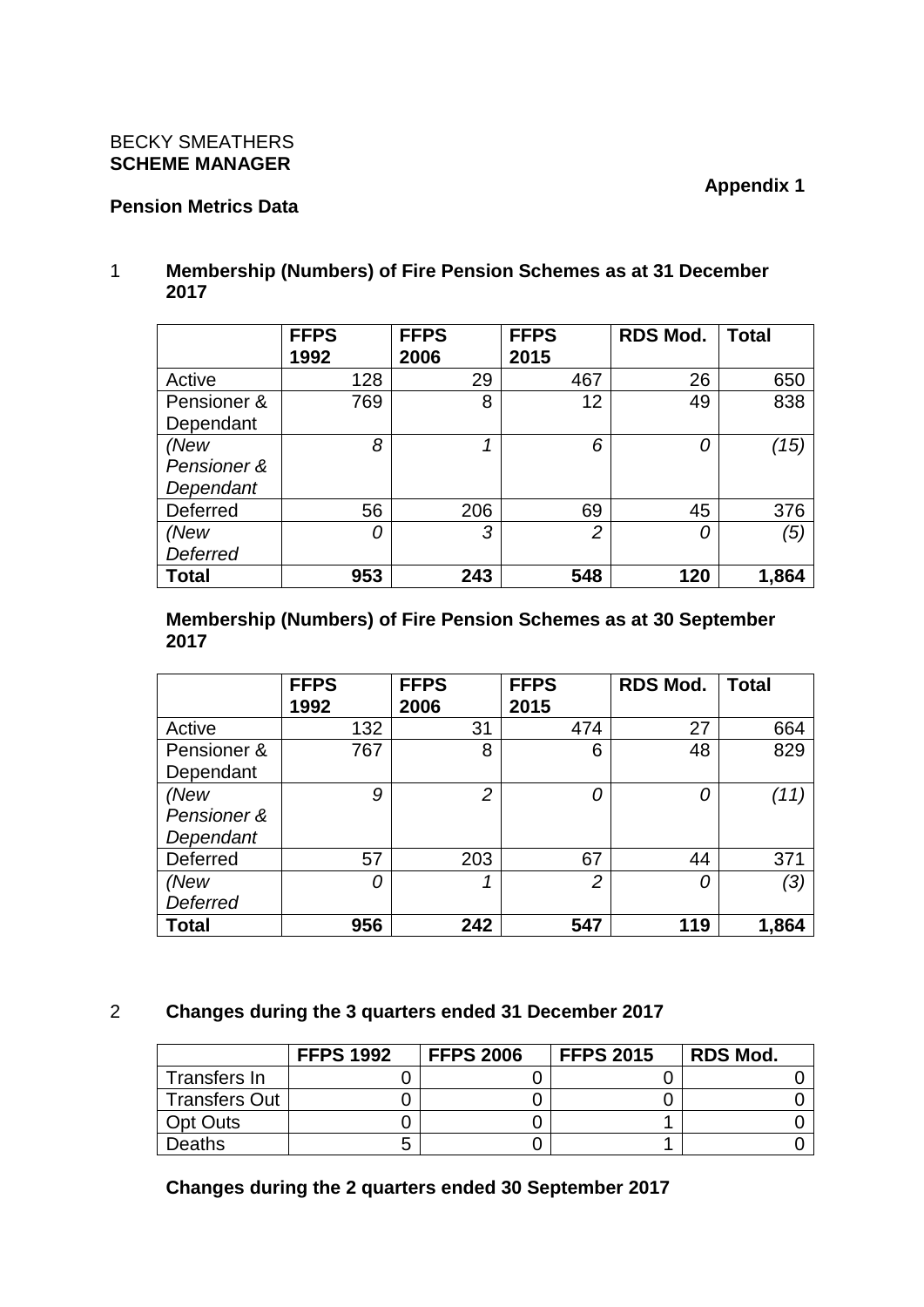BECKY SMEATHERS
**SCHEME MANAGER**

**Appendix 1**

**Pension Metrics Data**

1 **Membership (Numbers) of Fire Pension Schemes as at 31 December 2017**

| | FFPS 1992 | FFPS 2006 | FFPS 2015 | RDS Mod. | Total |
|---|---|---|---|---|---|
| Active | 128 | 29 | 467 | 26 | 650 |
| Pensioner & Dependant | 769 | 8 | 12 | 49 | 838 |
| *(New Pensioner & Dependant* | *8* | *1* | *6* | *0* | *(15)* |
| Deferred | 56 | 206 | 69 | 45 | 376 |
| *(New Deferred* | *0* | *3* | *2* | *0* | *(5)* |
| **Total** | **953** | **243** | **548** | **120** | **1,864** |

**Membership (Numbers) of Fire Pension Schemes as at 30 September 2017**

| | FFPS 1992 | FFPS 2006 | FFPS 2015 | RDS Mod. | Total |
|---|---|---|---|---|---|
| Active | 132 | 31 | 474 | 27 | 664 |
| Pensioner & Dependant | 767 | 8 | 6 | 48 | 829 |
| *(New Pensioner & Dependant* | *9* | *2* | *0* | *0* | *(11)* |
| Deferred | 57 | 203 | 67 | 44 | 371 |
| *(New Deferred* | *0* | *1* | *2* | *0* | *(3)* |
| **Total** | **956** | **242** | **547** | **119** | **1,864** |

2 **Changes during the 3 quarters ended 31 December 2017**

| | FFPS 1992 | FFPS 2006 | FFPS 2015 | RDS Mod. |
|---|---|---|---|---|
| Transfers In | 0 | 0 | 0 | 0 |
| Transfers Out | 0 | 0 | 0 | 0 |
| Opt Outs | 0 | 0 | 1 | 0 |
| Deaths | 5 | 0 | 1 | 0 |

**Changes during the 2 quarters ended 30 September 2017**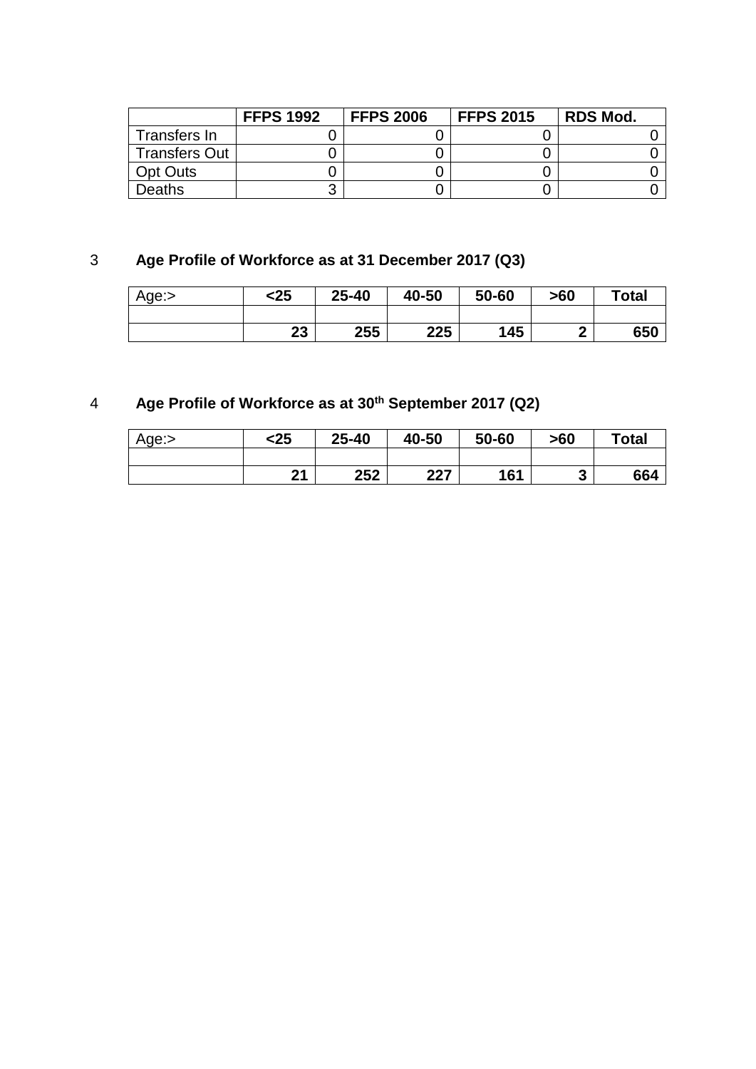| | FFPS 1992 | FFPS 2006 | FFPS 2015 | RDS Mod. |
|---|---|---|---|---|
| Transfers In | 0 | 0 | 0 | 0 |
| Transfers Out | 0 | 0 | 0 | 0 |
| Opt Outs | 0 | 0 | 0 | 0 |
| Deaths | 3 | 0 | 0 | 0 |

## 3 Age Profile of Workforce as at 31 December 2017 (Q3)

| Age:> | <25 | 25-40 | 40-50 | 50-60 | >60 | Total |
|---|---|---|---|---|---|---|
| | | | | | | |
| | **23** | **255** | **225** | **145** | **2** | **650** |

## 4 Age Profile of Workforce as at 30th September 2017 (Q2)

| Age:> | <25 | 25-40 | 40-50 | 50-60 | >60 | Total |
|---|---|---|---|---|---|---|
| | | | | | | |
| | **21** | **252** | **227** | **161** | **3** | **664** |